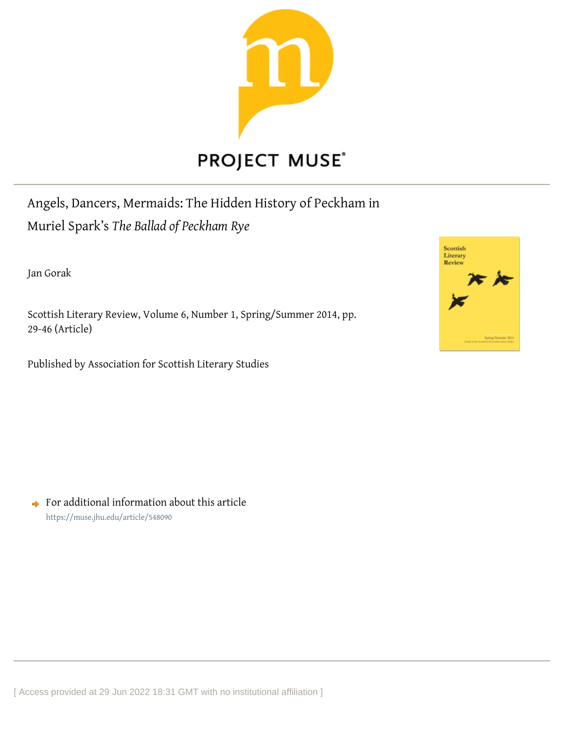PROJECT MUSE

# Angels, Dancers, Mermaids: The Hidden History of Peckham in Muriel Spark's *The Ballad of Peckham Rye*

Jan Gorak

Scottish Literary Review, Volume 6, Number 1, Spring/Summer 2014, pp. 29-46 (Article)

Published by Association for Scottish Literary Studies

For additional information about this article
https://muse.jhu.edu/article/548090

[ Access provided at 29 Jun 2022 18:31 GMT with no institutional affiliation ]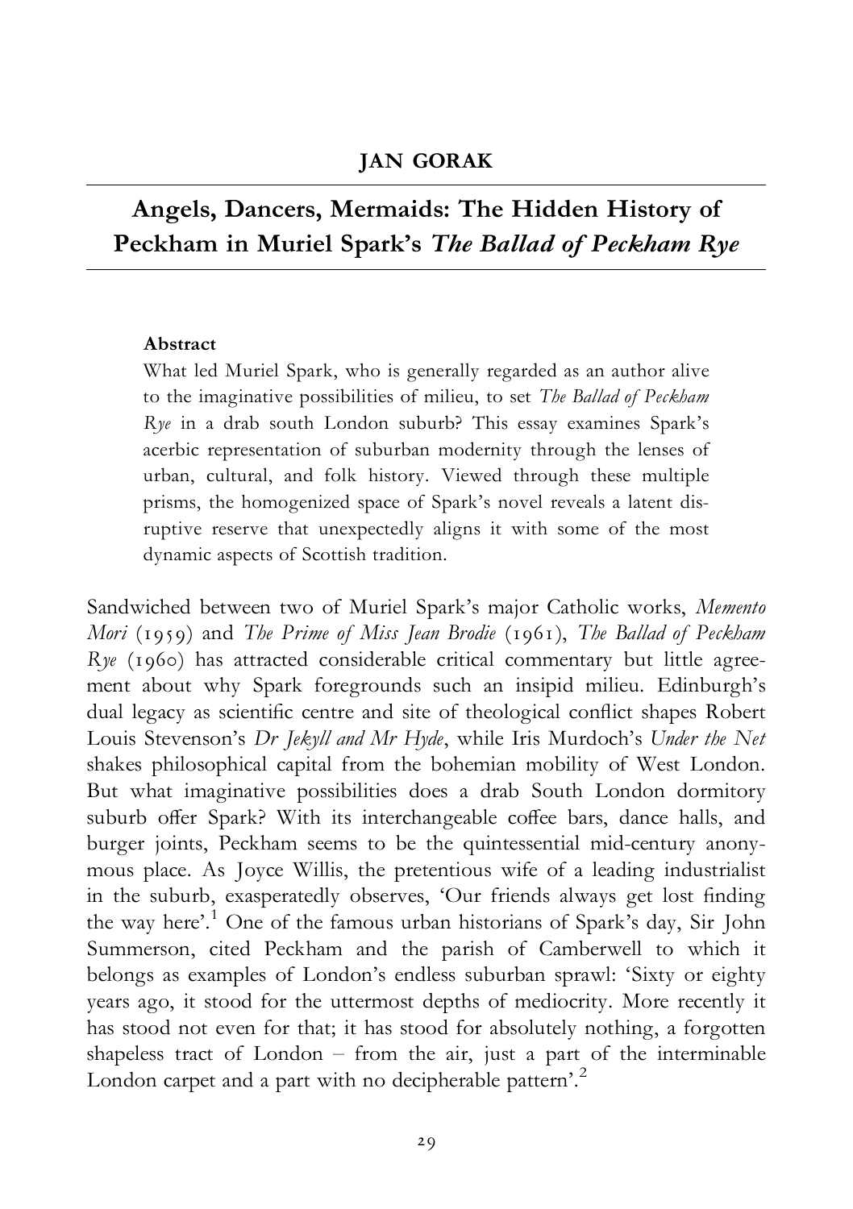**JAN GORAK**

# Angels, Dancers, Mermaids: The Hidden History of Peckham in Muriel Spark's *The Ballad of Peckham Rye*

**Abstract**

What led Muriel Spark, who is generally regarded as an author alive to the imaginative possibilities of milieu, to set *The Ballad of Peckham Rye* in a drab south London suburb? This essay examines Spark's acerbic representation of suburban modernity through the lenses of urban, cultural, and folk history. Viewed through these multiple prisms, the homogenized space of Spark's novel reveals a latent disruptive reserve that unexpectedly aligns it with some of the most dynamic aspects of Scottish tradition.

Sandwiched between two of Muriel Spark's major Catholic works, *Memento Mori* (1959) and *The Prime of Miss Jean Brodie* (1961), *The Ballad of Peckham Rye* (1960) has attracted considerable critical commentary but little agreement about why Spark foregrounds such an insipid milieu. Edinburgh's dual legacy as scientific centre and site of theological conflict shapes Robert Louis Stevenson's *Dr Jekyll and Mr Hyde*, while Iris Murdoch's *Under the Net* shakes philosophical capital from the bohemian mobility of West London. But what imaginative possibilities does a drab South London dormitory suburb offer Spark? With its interchangeable coffee bars, dance halls, and burger joints, Peckham seems to be the quintessential mid-century anonymous place. As Joyce Willis, the pretentious wife of a leading industrialist in the suburb, exasperatedly observes, 'Our friends always get lost finding the way here'.[1] One of the famous urban historians of Spark's day, Sir John Summerson, cited Peckham and the parish of Camberwell to which it belongs as examples of London's endless suburban sprawl: 'Sixty or eighty years ago, it stood for the uttermost depths of mediocrity. More recently it has stood not even for that; it has stood for absolutely nothing, a forgotten shapeless tract of London – from the air, just a part of the interminable London carpet and a part with no decipherable pattern'.[2]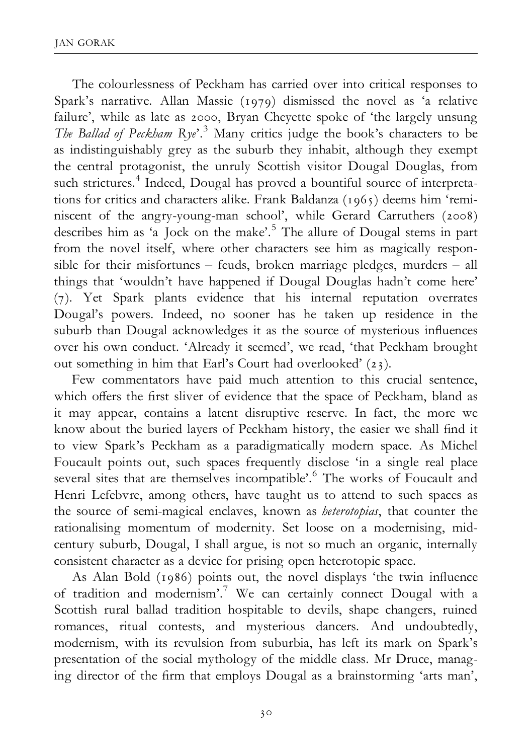The colourlessness of Peckham has carried over into critical responses to Spark's narrative. Allan Massie (1979) dismissed the novel as 'a relative failure', while as late as 2000, Bryan Cheyette spoke of 'the largely unsung *The Ballad of Peckham Rye*'.[3] Many critics judge the book's characters to be as indistinguishably grey as the suburb they inhabit, although they exempt the central protagonist, the unruly Scottish visitor Dougal Douglas, from such strictures.[4] Indeed, Dougal has proved a bountiful source of interpretations for critics and characters alike. Frank Baldanza (1965) deems him 'reminiscent of the angry-young-man school', while Gerard Carruthers (2008) describes him as 'a Jock on the make'.[5] The allure of Dougal stems in part from the novel itself, where other characters see him as magically responsible for their misfortunes – feuds, broken marriage pledges, murders – all things that 'wouldn't have happened if Dougal Douglas hadn't come here' (7). Yet Spark plants evidence that his internal reputation overrates Dougal's powers. Indeed, no sooner has he taken up residence in the suburb than Dougal acknowledges it as the source of mysterious influences over his own conduct. 'Already it seemed', we read, 'that Peckham brought out something in him that Earl's Court had overlooked' (23).

Few commentators have paid much attention to this crucial sentence, which offers the first sliver of evidence that the space of Peckham, bland as it may appear, contains a latent disruptive reserve. In fact, the more we know about the buried layers of Peckham history, the easier we shall find it to view Spark's Peckham as a paradigmatically modern space. As Michel Foucault points out, such spaces frequently disclose 'in a single real place several sites that are themselves incompatible'.[6] The works of Foucault and Henri Lefebvre, among others, have taught us to attend to such spaces as the source of semi-magical enclaves, known as *heterotopias*, that counter the rationalising momentum of modernity. Set loose on a modernising, mid-century suburb, Dougal, I shall argue, is not so much an organic, internally consistent character as a device for prising open heterotopic space.

As Alan Bold (1986) points out, the novel displays 'the twin influence of tradition and modernism'.[7] We can certainly connect Dougal with a Scottish rural ballad tradition hospitable to devils, shape changers, ruined romances, ritual contests, and mysterious dancers. And undoubtedly, modernism, with its revulsion from suburbia, has left its mark on Spark's presentation of the social mythology of the middle class. Mr Druce, managing director of the firm that employs Dougal as a brainstorming 'arts man',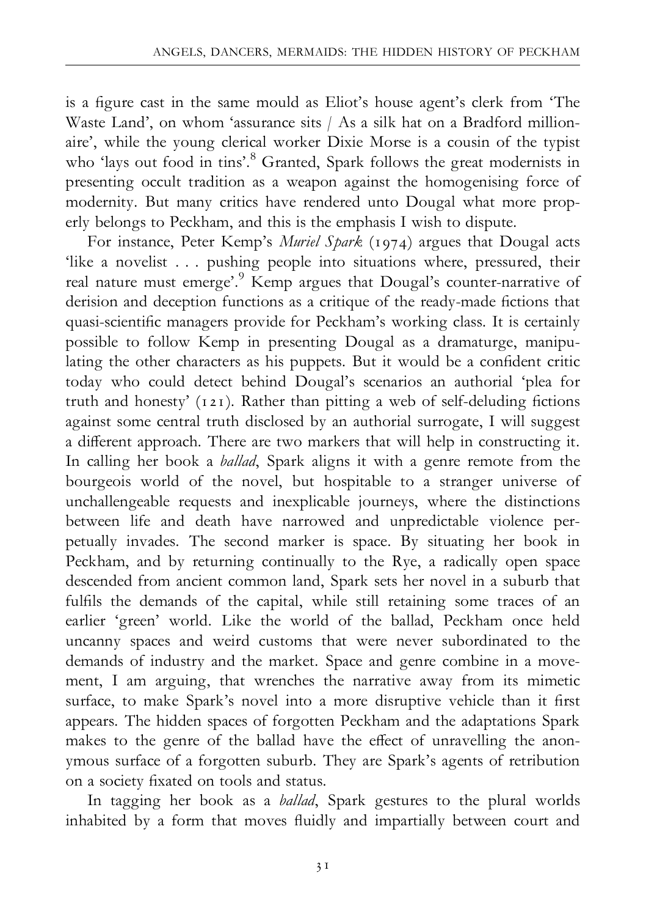is a figure cast in the same mould as Eliot's house agent's clerk from 'The Waste Land', on whom 'assurance sits / As a silk hat on a Bradford millionaire', while the young clerical worker Dixie Morse is a cousin of the typist who 'lays out food in tins'.[8] Granted, Spark follows the great modernists in presenting occult tradition as a weapon against the homogenising force of modernity. But many critics have rendered unto Dougal what more properly belongs to Peckham, and this is the emphasis I wish to dispute.

For instance, Peter Kemp's *Muriel Spark* (1974) argues that Dougal acts 'like a novelist . . . pushing people into situations where, pressured, their real nature must emerge'.[9] Kemp argues that Dougal's counter-narrative of derision and deception functions as a critique of the ready-made fictions that quasi-scientific managers provide for Peckham's working class. It is certainly possible to follow Kemp in presenting Dougal as a dramaturge, manipulating the other characters as his puppets. But it would be a confident critic today who could detect behind Dougal's scenarios an authorial 'plea for truth and honesty' (121). Rather than pitting a web of self-deluding fictions against some central truth disclosed by an authorial surrogate, I will suggest a different approach. There are two markers that will help in constructing it. In calling her book a *ballad*, Spark aligns it with a genre remote from the bourgeois world of the novel, but hospitable to a stranger universe of unchallengeable requests and inexplicable journeys, where the distinctions between life and death have narrowed and unpredictable violence perpetually invades. The second marker is space. By situating her book in Peckham, and by returning continually to the Rye, a radically open space descended from ancient common land, Spark sets her novel in a suburb that fulfils the demands of the capital, while still retaining some traces of an earlier 'green' world. Like the world of the ballad, Peckham once held uncanny spaces and weird customs that were never subordinated to the demands of industry and the market. Space and genre combine in a movement, I am arguing, that wrenches the narrative away from its mimetic surface, to make Spark's novel into a more disruptive vehicle than it first appears. The hidden spaces of forgotten Peckham and the adaptations Spark makes to the genre of the ballad have the effect of unravelling the anonymous surface of a forgotten suburb. They are Spark's agents of retribution on a society fixated on tools and status.

In tagging her book as a *ballad*, Spark gestures to the plural worlds inhabited by a form that moves fluidly and impartially between court and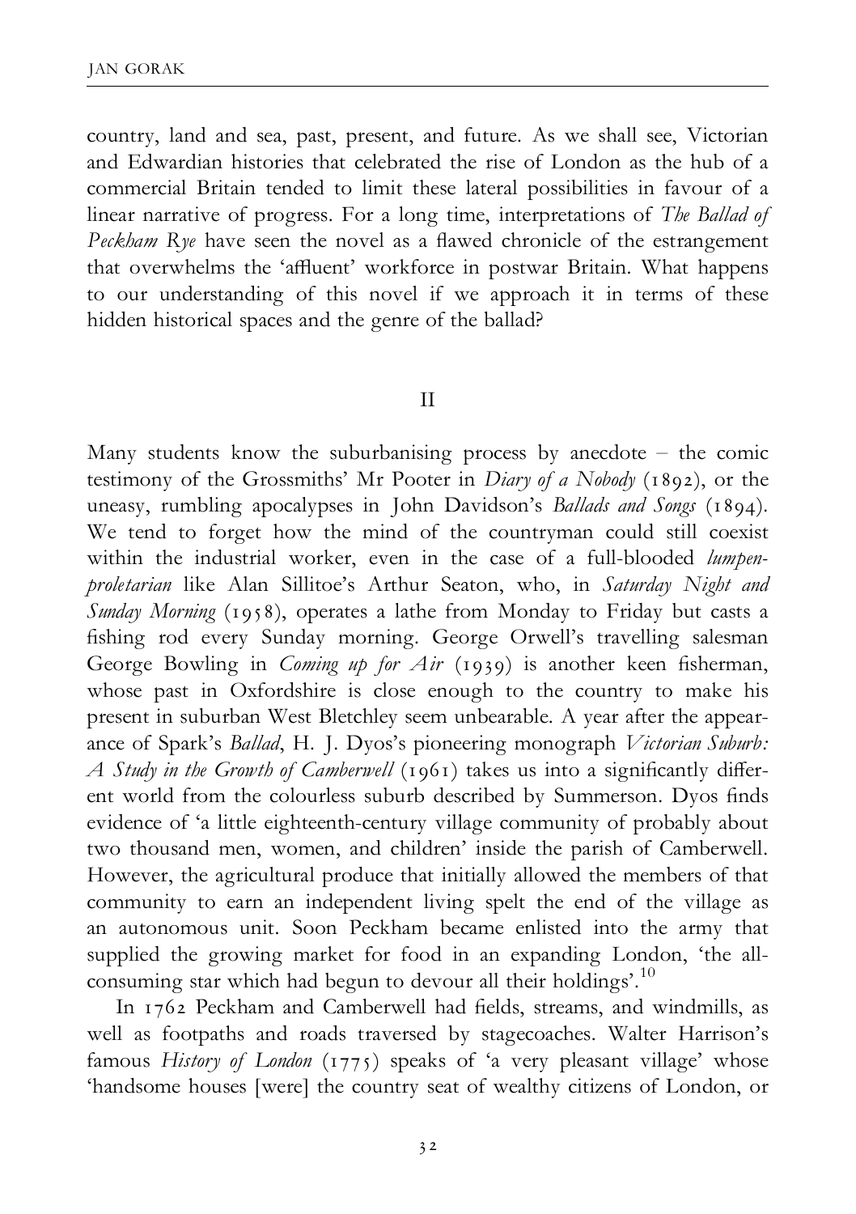country, land and sea, past, present, and future. As we shall see, Victorian and Edwardian histories that celebrated the rise of London as the hub of a commercial Britain tended to limit these lateral possibilities in favour of a linear narrative of progress. For a long time, interpretations of *The Ballad of Peckham Rye* have seen the novel as a flawed chronicle of the estrangement that overwhelms the 'affluent' workforce in postwar Britain. What happens to our understanding of this novel if we approach it in terms of these hidden historical spaces and the genre of the ballad?

## II

Many students know the suburbanising process by anecdote – the comic testimony of the Grossmiths' Mr Pooter in *Diary of a Nobody* (1892), or the uneasy, rumbling apocalypses in John Davidson's *Ballads and Songs* (1894). We tend to forget how the mind of the countryman could still coexist within the industrial worker, even in the case of a full-blooded *lumpen-proletarian* like Alan Sillitoe's Arthur Seaton, who, in *Saturday Night and Sunday Morning* (1958), operates a lathe from Monday to Friday but casts a fishing rod every Sunday morning. George Orwell's travelling salesman George Bowling in *Coming up for Air* (1939) is another keen fisherman, whose past in Oxfordshire is close enough to the country to make his present in suburban West Bletchley seem unbearable. A year after the appearance of Spark's *Ballad*, H. J. Dyos's pioneering monograph *Victorian Suburb: A Study in the Growth of Camberwell* (1961) takes us into a significantly different world from the colourless suburb described by Summerson. Dyos finds evidence of 'a little eighteenth-century village community of probably about two thousand men, women, and children' inside the parish of Camberwell. However, the agricultural produce that initially allowed the members of that community to earn an independent living spelt the end of the village as an autonomous unit. Soon Peckham became enlisted into the army that supplied the growing market for food in an expanding London, 'the all-consuming star which had begun to devour all their holdings'.[10]

In 1762 Peckham and Camberwell had fields, streams, and windmills, as well as footpaths and roads traversed by stagecoaches. Walter Harrison's famous *History of London* (1775) speaks of 'a very pleasant village' whose 'handsome houses [were] the country seat of wealthy citizens of London, or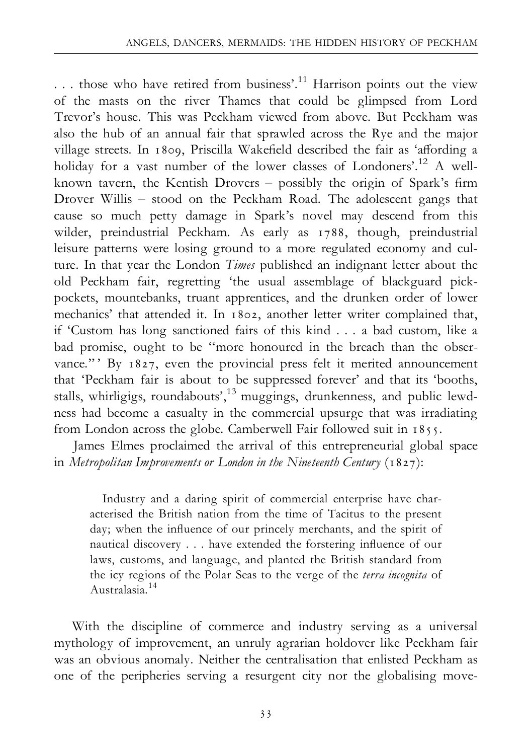. . . those who have retired from business'.[11] Harrison points out the view of the masts on the river Thames that could be glimpsed from Lord Trevor's house. This was Peckham viewed from above. But Peckham was also the hub of an annual fair that sprawled across the Rye and the major village streets. In 1809, Priscilla Wakefield described the fair as 'affording a holiday for a vast number of the lower classes of Londoners'.[12] A well-known tavern, the Kentish Drovers – possibly the origin of Spark's firm Drover Willis – stood on the Peckham Road. The adolescent gangs that cause so much petty damage in Spark's novel may descend from this wilder, preindustrial Peckham. As early as 1788, though, preindustrial leisure patterns were losing ground to a more regulated economy and culture. In that year the London *Times* published an indignant letter about the old Peckham fair, regretting 'the usual assemblage of blackguard pick-pockets, mountebanks, truant apprentices, and the drunken order of lower mechanics' that attended it. In 1802, another letter writer complained that, if 'Custom has long sanctioned fairs of this kind . . . a bad custom, like a bad promise, ought to be "more honoured in the breach than the observance."' By 1827, even the provincial press felt it merited announcement that 'Peckham fair is about to be suppressed forever' and that its 'booths, stalls, whirligigs, roundabouts',[13] muggings, drunkenness, and public lewdness had become a casualty in the commercial upsurge that was irradiating from London across the globe. Camberwell Fair followed suit in 1855.

James Elmes proclaimed the arrival of this entrepreneurial global space in *Metropolitan Improvements or London in the Nineteenth Century* (1827):

> Industry and a daring spirit of commercial enterprise have characterised the British nation from the time of Tacitus to the present day; when the influence of our princely merchants, and the spirit of nautical discovery . . . have extended the forstering influence of our laws, customs, and language, and planted the British standard from the icy regions of the Polar Seas to the verge of the *terra incognita* of Australasia.[14]

With the discipline of commerce and industry serving as a universal mythology of improvement, an unruly agrarian holdover like Peckham fair was an obvious anomaly. Neither the centralisation that enlisted Peckham as one of the peripheries serving a resurgent city nor the globalising move-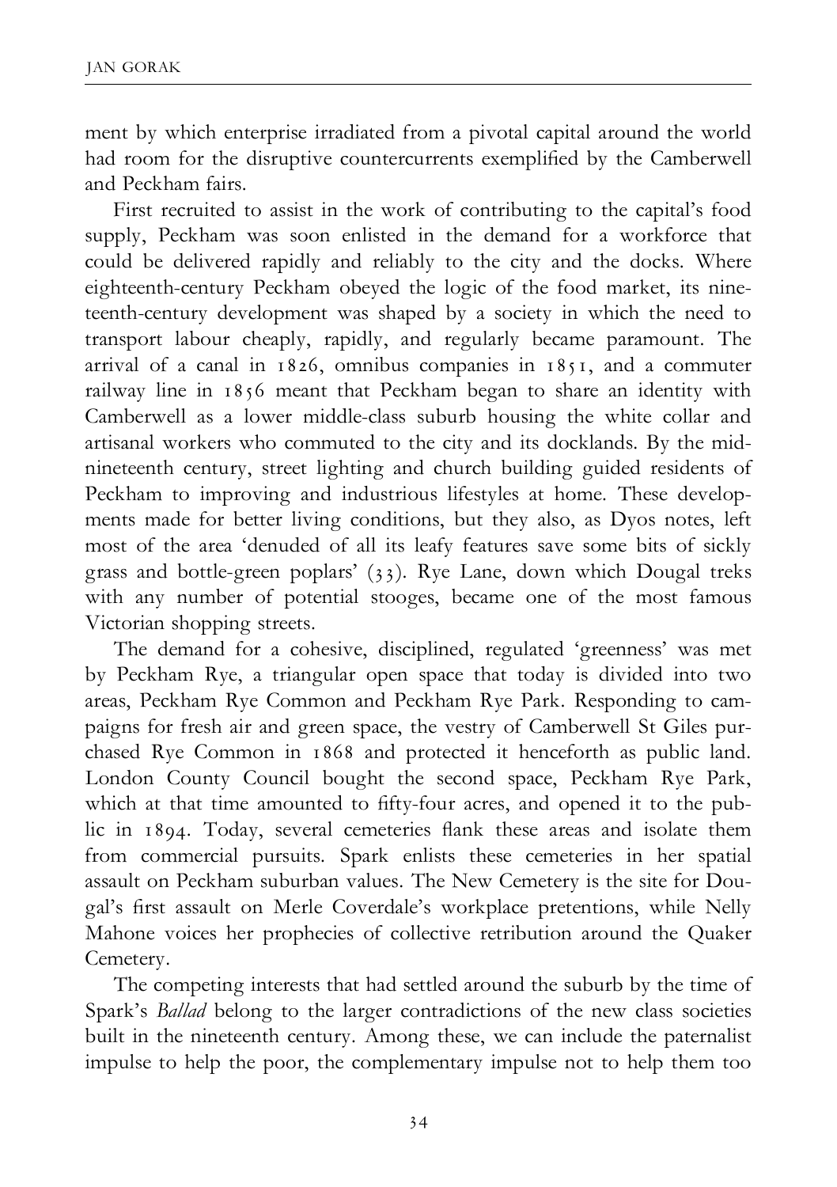ment by which enterprise irradiated from a pivotal capital around the world had room for the disruptive countercurrents exemplified by the Camberwell and Peckham fairs.

First recruited to assist in the work of contributing to the capital's food supply, Peckham was soon enlisted in the demand for a workforce that could be delivered rapidly and reliably to the city and the docks. Where eighteenth-century Peckham obeyed the logic of the food market, its nineteenth-century development was shaped by a society in which the need to transport labour cheaply, rapidly, and regularly became paramount. The arrival of a canal in 1826, omnibus companies in 1851, and a commuter railway line in 1856 meant that Peckham began to share an identity with Camberwell as a lower middle-class suburb housing the white collar and artisanal workers who commuted to the city and its docklands. By the mid-nineteenth century, street lighting and church building guided residents of Peckham to improving and industrious lifestyles at home. These developments made for better living conditions, but they also, as Dyos notes, left most of the area 'denuded of all its leafy features save some bits of sickly grass and bottle-green poplars' (33). Rye Lane, down which Dougal treks with any number of potential stooges, became one of the most famous Victorian shopping streets.

The demand for a cohesive, disciplined, regulated 'greenness' was met by Peckham Rye, a triangular open space that today is divided into two areas, Peckham Rye Common and Peckham Rye Park. Responding to campaigns for fresh air and green space, the vestry of Camberwell St Giles purchased Rye Common in 1868 and protected it henceforth as public land. London County Council bought the second space, Peckham Rye Park, which at that time amounted to fifty-four acres, and opened it to the public in 1894. Today, several cemeteries flank these areas and isolate them from commercial pursuits. Spark enlists these cemeteries in her spatial assault on Peckham suburban values. The New Cemetery is the site for Dougal's first assault on Merle Coverdale's workplace pretentions, while Nelly Mahone voices her prophecies of collective retribution around the Quaker Cemetery.

The competing interests that had settled around the suburb by the time of Spark's *Ballad* belong to the larger contradictions of the new class societies built in the nineteenth century. Among these, we can include the paternalist impulse to help the poor, the complementary impulse not to help them too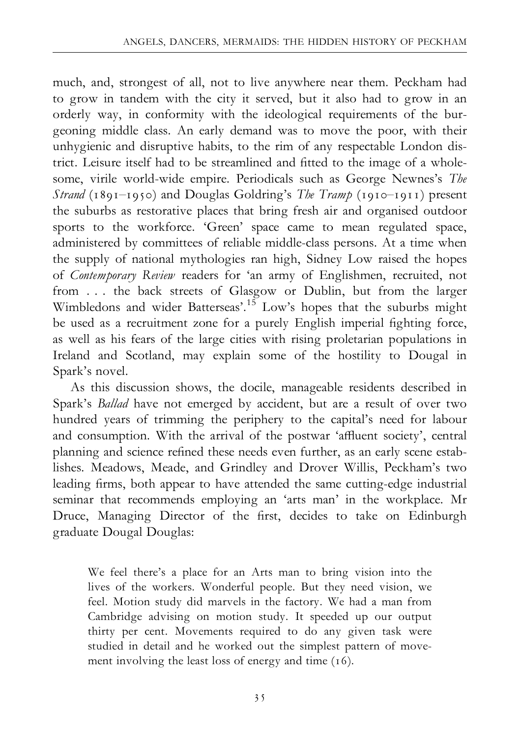much, and, strongest of all, not to live anywhere near them. Peckham had to grow in tandem with the city it served, but it also had to grow in an orderly way, in conformity with the ideological requirements of the burgeoning middle class. An early demand was to move the poor, with their unhygienic and disruptive habits, to the rim of any respectable London district. Leisure itself had to be streamlined and fitted to the image of a wholesome, virile world-wide empire. Periodicals such as George Newnes's *The Strand* (1891–1950) and Douglas Goldring's *The Tramp* (1910–1911) present the suburbs as restorative places that bring fresh air and organised outdoor sports to the workforce. 'Green' space came to mean regulated space, administered by committees of reliable middle-class persons. At a time when the supply of national mythologies ran high, Sidney Low raised the hopes of *Contemporary Review* readers for 'an army of Englishmen, recruited, not from . . . the back streets of Glasgow or Dublin, but from the larger Wimbledons and wider Batterseas'.[15] Low's hopes that the suburbs might be used as a recruitment zone for a purely English imperial fighting force, as well as his fears of the large cities with rising proletarian populations in Ireland and Scotland, may explain some of the hostility to Dougal in Spark's novel.

As this discussion shows, the docile, manageable residents described in Spark's *Ballad* have not emerged by accident, but are a result of over two hundred years of trimming the periphery to the capital's need for labour and consumption. With the arrival of the postwar 'affluent society', central planning and science refined these needs even further, as an early scene establishes. Meadows, Meade, and Grindley and Drover Willis, Peckham's two leading firms, both appear to have attended the same cutting-edge industrial seminar that recommends employing an 'arts man' in the workplace. Mr Druce, Managing Director of the first, decides to take on Edinburgh graduate Dougal Douglas:

> We feel there's a place for an Arts man to bring vision into the lives of the workers. Wonderful people. But they need vision, we feel. Motion study did marvels in the factory. We had a man from Cambridge advising on motion study. It speeded up our output thirty per cent. Movements required to do any given task were studied in detail and he worked out the simplest pattern of movement involving the least loss of energy and time (16).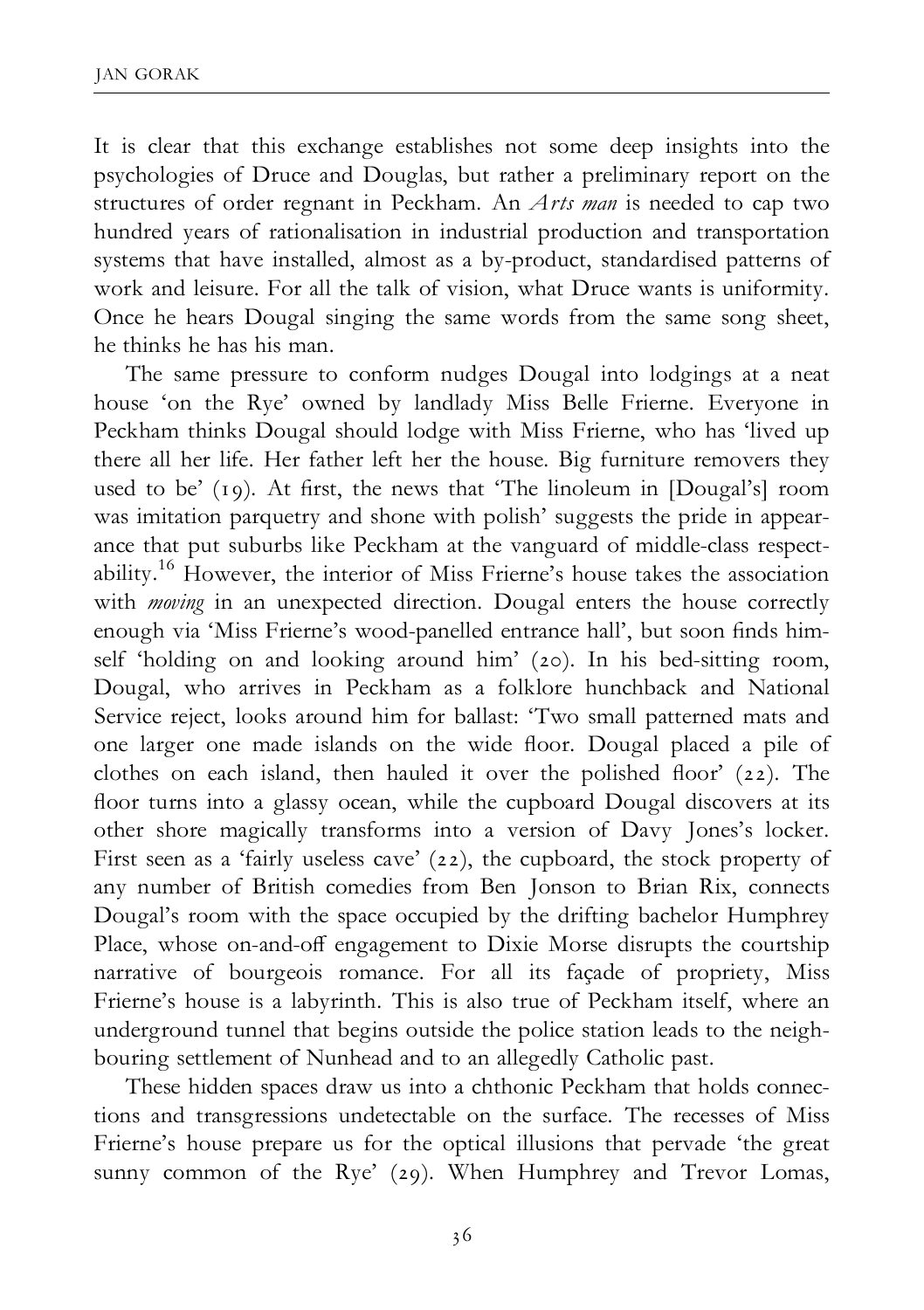It is clear that this exchange establishes not some deep insights into the psychologies of Druce and Douglas, but rather a preliminary report on the structures of order regnant in Peckham. An *Arts man* is needed to cap two hundred years of rationalisation in industrial production and transportation systems that have installed, almost as a by-product, standardised patterns of work and leisure. For all the talk of vision, what Druce wants is uniformity. Once he hears Dougal singing the same words from the same song sheet, he thinks he has his man.

The same pressure to conform nudges Dougal into lodgings at a neat house 'on the Rye' owned by landlady Miss Belle Frierne. Everyone in Peckham thinks Dougal should lodge with Miss Frierne, who has 'lived up there all her life. Her father left her the house. Big furniture removers they used to be' (19). At first, the news that 'The linoleum in [Dougal's] room was imitation parquetry and shone with polish' suggests the pride in appearance that put suburbs like Peckham at the vanguard of middle-class respectability.[16] However, the interior of Miss Frierne's house takes the association with *moving* in an unexpected direction. Dougal enters the house correctly enough via 'Miss Frierne's wood-panelled entrance hall', but soon finds himself 'holding on and looking around him' (20). In his bed-sitting room, Dougal, who arrives in Peckham as a folklore hunchback and National Service reject, looks around him for ballast: 'Two small patterned mats and one larger one made islands on the wide floor. Dougal placed a pile of clothes on each island, then hauled it over the polished floor' (22). The floor turns into a glassy ocean, while the cupboard Dougal discovers at its other shore magically transforms into a version of Davy Jones's locker. First seen as a 'fairly useless cave' (22), the cupboard, the stock property of any number of British comedies from Ben Jonson to Brian Rix, connects Dougal's room with the space occupied by the drifting bachelor Humphrey Place, whose on-and-off engagement to Dixie Morse disrupts the courtship narrative of bourgeois romance. For all its façade of propriety, Miss Frierne's house is a labyrinth. This is also true of Peckham itself, where an underground tunnel that begins outside the police station leads to the neighbouring settlement of Nunhead and to an allegedly Catholic past.

These hidden spaces draw us into a chthonic Peckham that holds connections and transgressions undetectable on the surface. The recesses of Miss Frierne's house prepare us for the optical illusions that pervade 'the great sunny common of the Rye' (29). When Humphrey and Trevor Lomas,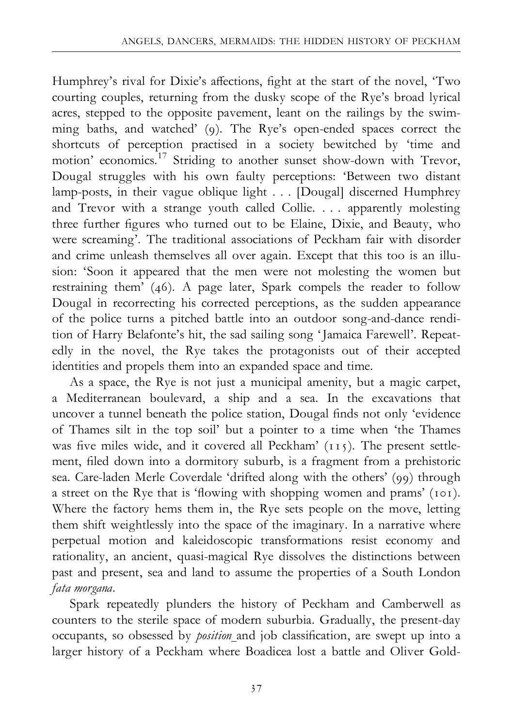Humphrey's rival for Dixie's affections, fight at the start of the novel, 'Two courting couples, returning from the dusky scope of the Rye's broad lyrical acres, stepped to the opposite pavement, leant on the railings by the swimming baths, and watched' (9). The Rye's open-ended spaces correct the shortcuts of perception practised in a society bewitched by 'time and motion' economics.[17] Striding to another sunset show-down with Trevor, Dougal struggles with his own faulty perceptions: 'Between two distant lamp-posts, in their vague oblique light . . . [Dougal] discerned Humphrey and Trevor with a strange youth called Collie. . . . apparently molesting three further figures who turned out to be Elaine, Dixie, and Beauty, who were screaming'. The traditional associations of Peckham fair with disorder and crime unleash themselves all over again. Except that this too is an illusion: 'Soon it appeared that the men were not molesting the women but restraining them' (46). A page later, Spark compels the reader to follow Dougal in recorrecting his corrected perceptions, as the sudden appearance of the police turns a pitched battle into an outdoor song-and-dance rendition of Harry Belafonte's hit, the sad sailing song 'Jamaica Farewell'. Repeatedly in the novel, the Rye takes the protagonists out of their accepted identities and propels them into an expanded space and time.

As a space, the Rye is not just a municipal amenity, but a magic carpet, a Mediterranean boulevard, a ship and a sea. In the excavations that uncover a tunnel beneath the police station, Dougal finds not only 'evidence of Thames silt in the top soil' but a pointer to a time when 'the Thames was five miles wide, and it covered all Peckham' (115). The present settlement, filed down into a dormitory suburb, is a fragment from a prehistoric sea. Care-laden Merle Coverdale 'drifted along with the others' (99) through a street on the Rye that is 'flowing with shopping women and prams' (101). Where the factory hems them in, the Rye sets people on the move, letting them shift weightlessly into the space of the imaginary. In a narrative where perpetual motion and kaleidoscopic transformations resist economy and rationality, an ancient, quasi-magical Rye dissolves the distinctions between past and present, sea and land to assume the properties of a South London *fata morgana*.

Spark repeatedly plunders the history of Peckham and Camberwell as counters to the sterile space of modern suburbia. Gradually, the present-day occupants, so obsessed by *position* and job classification, are swept up into a larger history of a Peckham where Boadicea lost a battle and Oliver Gold-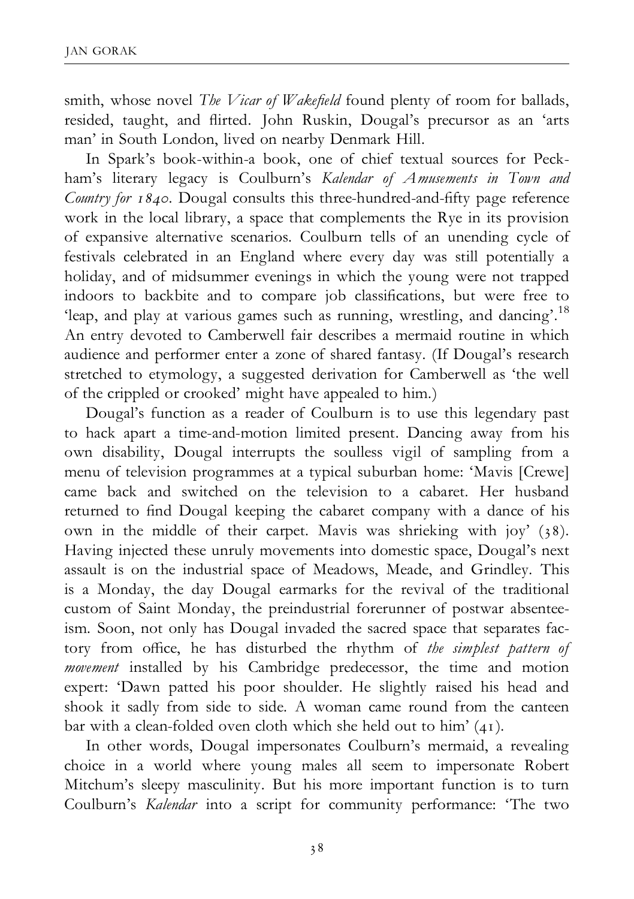smith, whose novel *The Vicar of Wakefield* found plenty of room for ballads, resided, taught, and flirted. John Ruskin, Dougal's precursor as an 'arts man' in South London, lived on nearby Denmark Hill.

In Spark's book-within-a book, one of chief textual sources for Peckham's literary legacy is Coulburn's *Kalendar of Amusements in Town and Country for 1840*. Dougal consults this three-hundred-and-fifty page reference work in the local library, a space that complements the Rye in its provision of expansive alternative scenarios. Coulburn tells of an unending cycle of festivals celebrated in an England where every day was still potentially a holiday, and of midsummer evenings in which the young were not trapped indoors to backbite and to compare job classifications, but were free to 'leap, and play at various games such as running, wrestling, and dancing'.[18] An entry devoted to Camberwell fair describes a mermaid routine in which audience and performer enter a zone of shared fantasy. (If Dougal's research stretched to etymology, a suggested derivation for Camberwell as 'the well of the crippled or crooked' might have appealed to him.)

Dougal's function as a reader of Coulburn is to use this legendary past to hack apart a time-and-motion limited present. Dancing away from his own disability, Dougal interrupts the soulless vigil of sampling from a menu of television programmes at a typical suburban home: 'Mavis [Crewe] came back and switched on the television to a cabaret. Her husband returned to find Dougal keeping the cabaret company with a dance of his own in the middle of their carpet. Mavis was shrieking with joy' (38). Having injected these unruly movements into domestic space, Dougal's next assault is on the industrial space of Meadows, Meade, and Grindley. This is a Monday, the day Dougal earmarks for the revival of the traditional custom of Saint Monday, the preindustrial forerunner of postwar absenteeism. Soon, not only has Dougal invaded the sacred space that separates factory from office, he has disturbed the rhythm of *the simplest pattern of movement* installed by his Cambridge predecessor, the time and motion expert: 'Dawn patted his poor shoulder. He slightly raised his head and shook it sadly from side to side. A woman came round from the canteen bar with a clean-folded oven cloth which she held out to him' (41).

In other words, Dougal impersonates Coulburn's mermaid, a revealing choice in a world where young males all seem to impersonate Robert Mitchum's sleepy masculinity. But his more important function is to turn Coulburn's *Kalendar* into a script for community performance: 'The two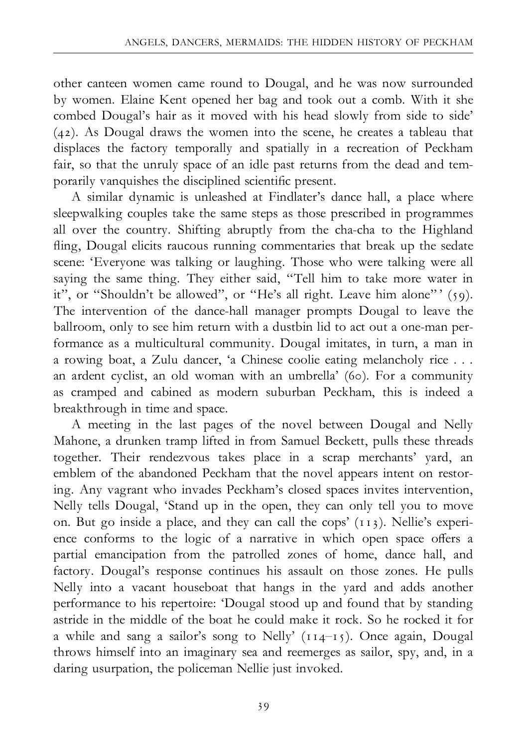other canteen women came round to Dougal, and he was now surrounded by women. Elaine Kent opened her bag and took out a comb. With it she combed Dougal's hair as it moved with his head slowly from side to side' (42). As Dougal draws the women into the scene, he creates a tableau that displaces the factory temporally and spatially in a recreation of Peckham fair, so that the unruly space of an idle past returns from the dead and temporarily vanquishes the disciplined scientific present.

A similar dynamic is unleashed at Findlater's dance hall, a place where sleepwalking couples take the same steps as those prescribed in programmes all over the country. Shifting abruptly from the cha-cha to the Highland fling, Dougal elicits raucous running commentaries that break up the sedate scene: 'Everyone was talking or laughing. Those who were talking were all saying the same thing. They either said, "Tell him to take more water in it", or "Shouldn't be allowed", or "He's all right. Leave him alone"' (59). The intervention of the dance-hall manager prompts Dougal to leave the ballroom, only to see him return with a dustbin lid to act out a one-man performance as a multicultural community. Dougal imitates, in turn, a man in a rowing boat, a Zulu dancer, 'a Chinese coolie eating melancholy rice . . . an ardent cyclist, an old woman with an umbrella' (60). For a community as cramped and cabined as modern suburban Peckham, this is indeed a breakthrough in time and space.

A meeting in the last pages of the novel between Dougal and Nelly Mahone, a drunken tramp lifted in from Samuel Beckett, pulls these threads together. Their rendezvous takes place in a scrap merchants' yard, an emblem of the abandoned Peckham that the novel appears intent on restoring. Any vagrant who invades Peckham's closed spaces invites intervention, Nelly tells Dougal, 'Stand up in the open, they can only tell you to move on. But go inside a place, and they can call the cops' (113). Nellie's experience conforms to the logic of a narrative in which open space offers a partial emancipation from the patrolled zones of home, dance hall, and factory. Dougal's response continues his assault on those zones. He pulls Nelly into a vacant houseboat that hangs in the yard and adds another performance to his repertoire: 'Dougal stood up and found that by standing astride in the middle of the boat he could make it rock. So he rocked it for a while and sang a sailor's song to Nelly' (114–15). Once again, Dougal throws himself into an imaginary sea and reemerges as sailor, spy, and, in a daring usurpation, the policeman Nellie just invoked.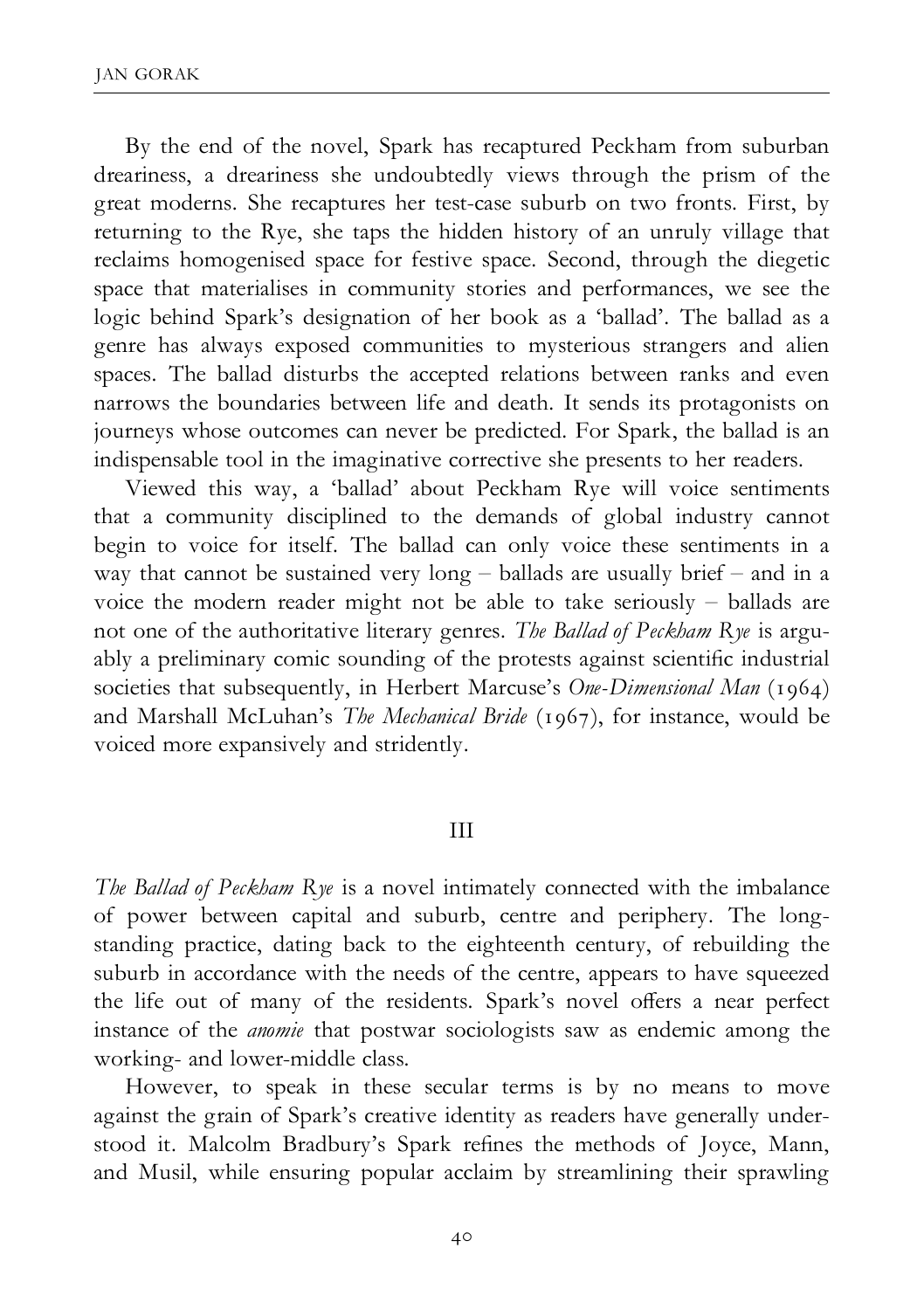By the end of the novel, Spark has recaptured Peckham from suburban dreariness, a dreariness she undoubtedly views through the prism of the great moderns. She recaptures her test-case suburb on two fronts. First, by returning to the Rye, she taps the hidden history of an unruly village that reclaims homogenised space for festive space. Second, through the diegetic space that materialises in community stories and performances, we see the logic behind Spark's designation of her book as a 'ballad'. The ballad as a genre has always exposed communities to mysterious strangers and alien spaces. The ballad disturbs the accepted relations between ranks and even narrows the boundaries between life and death. It sends its protagonists on journeys whose outcomes can never be predicted. For Spark, the ballad is an indispensable tool in the imaginative corrective she presents to her readers.

Viewed this way, a 'ballad' about Peckham Rye will voice sentiments that a community disciplined to the demands of global industry cannot begin to voice for itself. The ballad can only voice these sentiments in a way that cannot be sustained very long – ballads are usually brief – and in a voice the modern reader might not be able to take seriously – ballads are not one of the authoritative literary genres. *The Ballad of Peckham Rye* is arguably a preliminary comic sounding of the protests against scientific industrial societies that subsequently, in Herbert Marcuse's *One-Dimensional Man* (1964) and Marshall McLuhan's *The Mechanical Bride* (1967), for instance, would be voiced more expansively and stridently.

## III

*The Ballad of Peckham Rye* is a novel intimately connected with the imbalance of power between capital and suburb, centre and periphery. The longstanding practice, dating back to the eighteenth century, of rebuilding the suburb in accordance with the needs of the centre, appears to have squeezed the life out of many of the residents. Spark's novel offers a near perfect instance of the *anomie* that postwar sociologists saw as endemic among the working- and lower-middle class.

However, to speak in these secular terms is by no means to move against the grain of Spark's creative identity as readers have generally understood it. Malcolm Bradbury's Spark refines the methods of Joyce, Mann, and Musil, while ensuring popular acclaim by streamlining their sprawling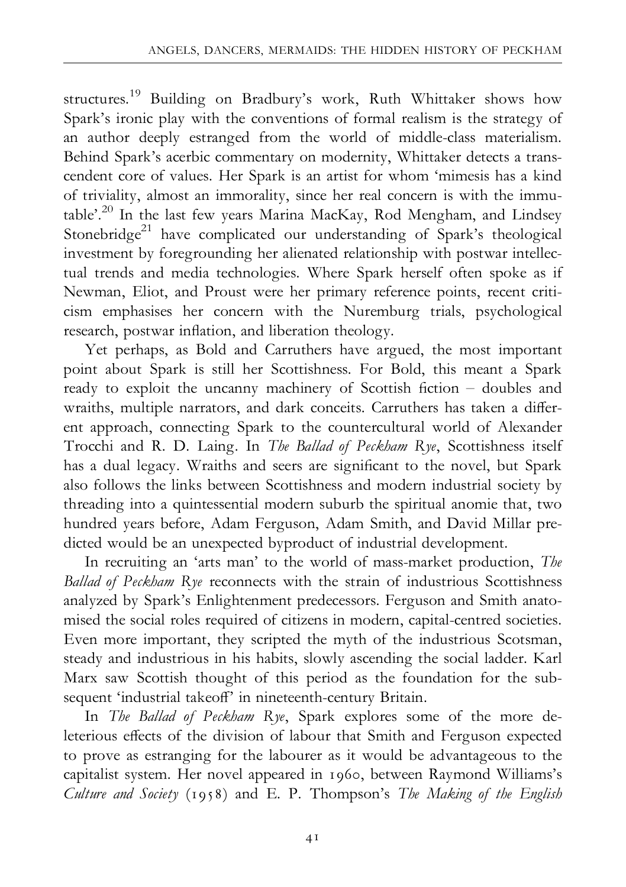structures.[19] Building on Bradbury's work, Ruth Whittaker shows how Spark's ironic play with the conventions of formal realism is the strategy of an author deeply estranged from the world of middle-class materialism. Behind Spark's acerbic commentary on modernity, Whittaker detects a transcendent core of values. Her Spark is an artist for whom 'mimesis has a kind of triviality, almost an immorality, since her real concern is with the immutable'.[20] In the last few years Marina MacKay, Rod Mengham, and Lindsey Stonebridge[21] have complicated our understanding of Spark's theological investment by foregrounding her alienated relationship with postwar intellectual trends and media technologies. Where Spark herself often spoke as if Newman, Eliot, and Proust were her primary reference points, recent criticism emphasises her concern with the Nuremburg trials, psychological research, postwar inflation, and liberation theology.

Yet perhaps, as Bold and Carruthers have argued, the most important point about Spark is still her Scottishness. For Bold, this meant a Spark ready to exploit the uncanny machinery of Scottish fiction – doubles and wraiths, multiple narrators, and dark conceits. Carruthers has taken a different approach, connecting Spark to the countercultural world of Alexander Trocchi and R. D. Laing. In *The Ballad of Peckham Rye*, Scottishness itself has a dual legacy. Wraiths and seers are significant to the novel, but Spark also follows the links between Scottishness and modern industrial society by threading into a quintessential modern suburb the spiritual anomie that, two hundred years before, Adam Ferguson, Adam Smith, and David Millar predicted would be an unexpected byproduct of industrial development.

In recruiting an 'arts man' to the world of mass-market production, *The Ballad of Peckham Rye* reconnects with the strain of industrious Scottishness analyzed by Spark's Enlightenment predecessors. Ferguson and Smith anatomised the social roles required of citizens in modern, capital-centred societies. Even more important, they scripted the myth of the industrious Scotsman, steady and industrious in his habits, slowly ascending the social ladder. Karl Marx saw Scottish thought of this period as the foundation for the subsequent 'industrial takeoff' in nineteenth-century Britain.

In *The Ballad of Peckham Rye*, Spark explores some of the more deleterious effects of the division of labour that Smith and Ferguson expected to prove as estranging for the labourer as it would be advantageous to the capitalist system. Her novel appeared in 1960, between Raymond Williams's *Culture and Society* (1958) and E. P. Thompson's *The Making of the English*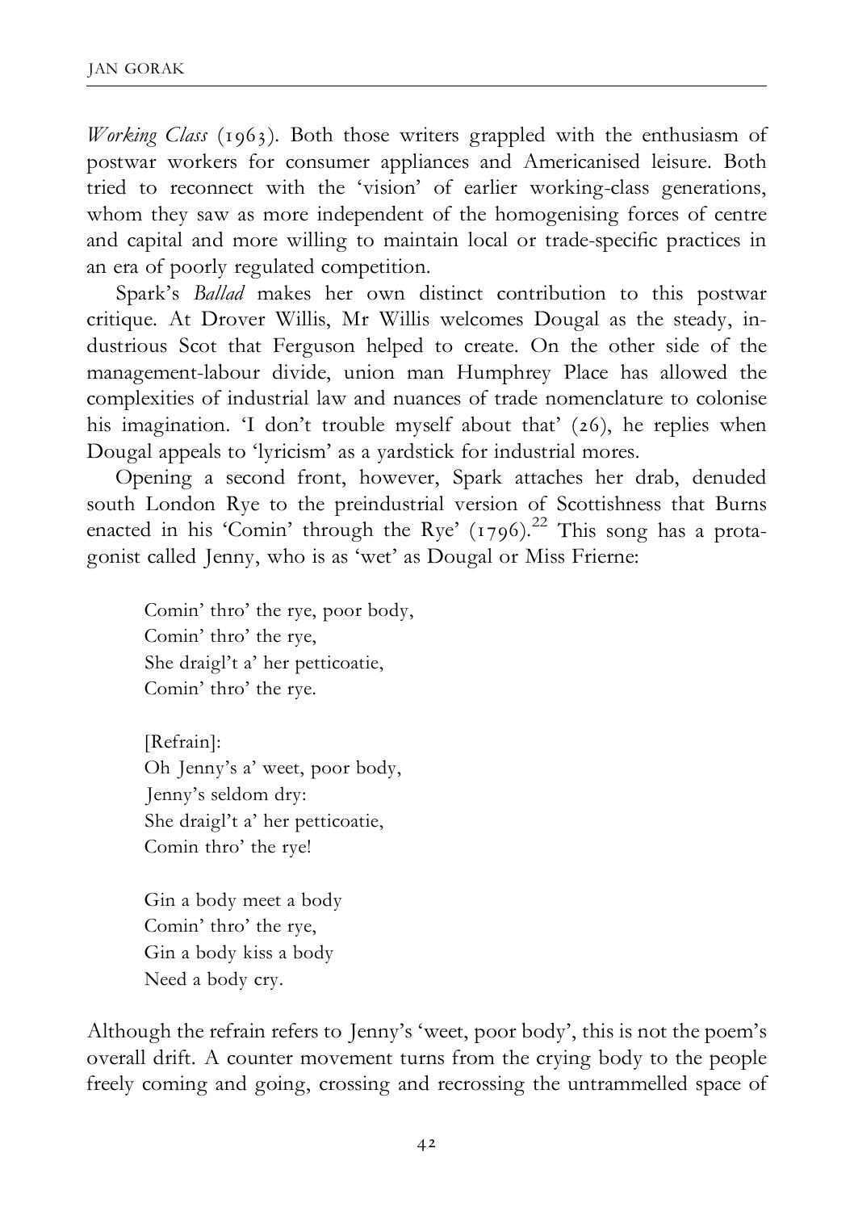*Working Class* (1963). Both those writers grappled with the enthusiasm of postwar workers for consumer appliances and Americanised leisure. Both tried to reconnect with the 'vision' of earlier working-class generations, whom they saw as more independent of the homogenising forces of centre and capital and more willing to maintain local or trade-specific practices in an era of poorly regulated competition.

Spark's *Ballad* makes her own distinct contribution to this postwar critique. At Drover Willis, Mr Willis welcomes Dougal as the steady, industrious Scot that Ferguson helped to create. On the other side of the management-labour divide, union man Humphrey Place has allowed the complexities of industrial law and nuances of trade nomenclature to colonise his imagination. 'I don't trouble myself about that' (26), he replies when Dougal appeals to 'lyricism' as a yardstick for industrial mores.

Opening a second front, however, Spark attaches her drab, denuded south London Rye to the preindustrial version of Scottishness that Burns enacted in his 'Comin' through the Rye' (1796).[22] This song has a protagonist called Jenny, who is as 'wet' as Dougal or Miss Frierne:

> Comin' thro' the rye, poor body,
> Comin' thro' the rye,
> She draigl't a' her petticoatie,
> Comin' thro' the rye.
>
> [Refrain]:
> Oh Jenny's a' weet, poor body,
> Jenny's seldom dry:
> She draigl't a' her petticoatie,
> Comin thro' the rye!
>
> Gin a body meet a body
> Comin' thro' the rye,
> Gin a body kiss a body
> Need a body cry.

Although the refrain refers to Jenny's 'weet, poor body', this is not the poem's overall drift. A counter movement turns from the crying body to the people freely coming and going, crossing and recrossing the untrammelled space of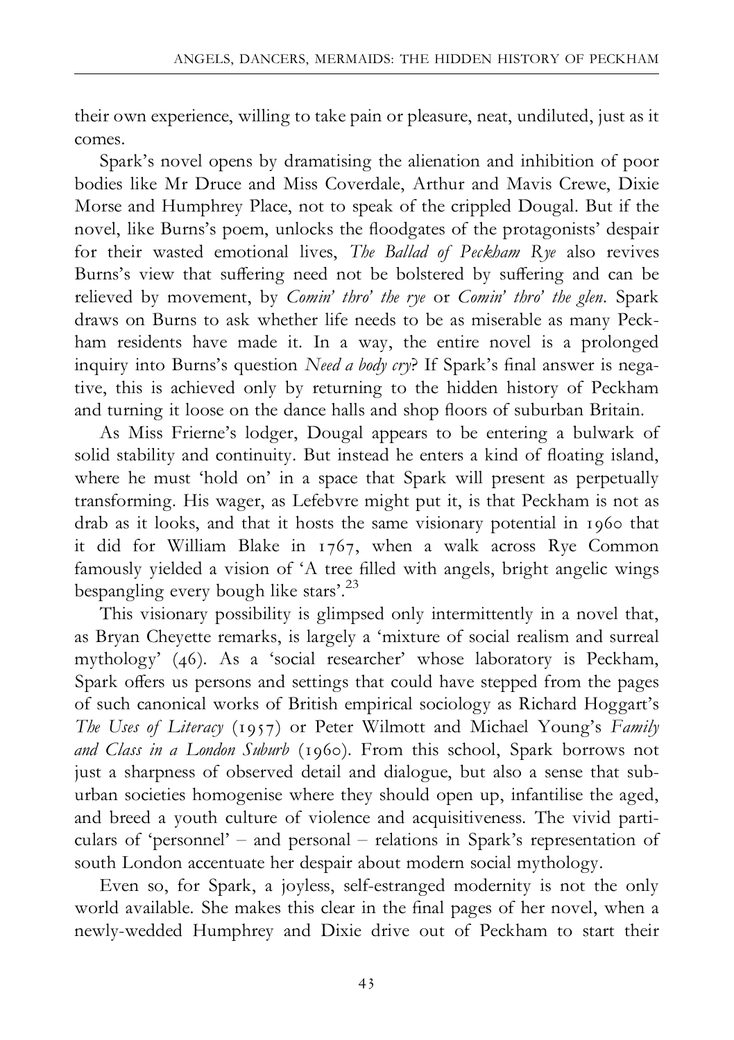their own experience, willing to take pain or pleasure, neat, undiluted, just as it comes.

Spark's novel opens by dramatising the alienation and inhibition of poor bodies like Mr Druce and Miss Coverdale, Arthur and Mavis Crewe, Dixie Morse and Humphrey Place, not to speak of the crippled Dougal. But if the novel, like Burns's poem, unlocks the floodgates of the protagonists' despair for their wasted emotional lives, *The Ballad of Peckham Rye* also revives Burns's view that suffering need not be bolstered by suffering and can be relieved by movement, by *Comin' thro' the rye* or *Comin' thro' the glen*. Spark draws on Burns to ask whether life needs to be as miserable as many Peckham residents have made it. In a way, the entire novel is a prolonged inquiry into Burns's question *Need a body cry*? If Spark's final answer is negative, this is achieved only by returning to the hidden history of Peckham and turning it loose on the dance halls and shop floors of suburban Britain.

As Miss Frierne's lodger, Dougal appears to be entering a bulwark of solid stability and continuity. But instead he enters a kind of floating island, where he must 'hold on' in a space that Spark will present as perpetually transforming. His wager, as Lefebvre might put it, is that Peckham is not as drab as it looks, and that it hosts the same visionary potential in 1960 that it did for William Blake in 1767, when a walk across Rye Common famously yielded a vision of 'A tree filled with angels, bright angelic wings bespangling every bough like stars'.[23]

This visionary possibility is glimpsed only intermittently in a novel that, as Bryan Cheyette remarks, is largely a 'mixture of social realism and surreal mythology' (46). As a 'social researcher' whose laboratory is Peckham, Spark offers us persons and settings that could have stepped from the pages of such canonical works of British empirical sociology as Richard Hoggart's *The Uses of Literacy* (1957) or Peter Wilmott and Michael Young's *Family and Class in a London Suburb* (1960). From this school, Spark borrows not just a sharpness of observed detail and dialogue, but also a sense that suburban societies homogenise where they should open up, infantilise the aged, and breed a youth culture of violence and acquisitiveness. The vivid particulars of 'personnel' – and personal – relations in Spark's representation of south London accentuate her despair about modern social mythology.

Even so, for Spark, a joyless, self-estranged modernity is not the only world available. She makes this clear in the final pages of her novel, when a newly-wedded Humphrey and Dixie drive out of Peckham to start their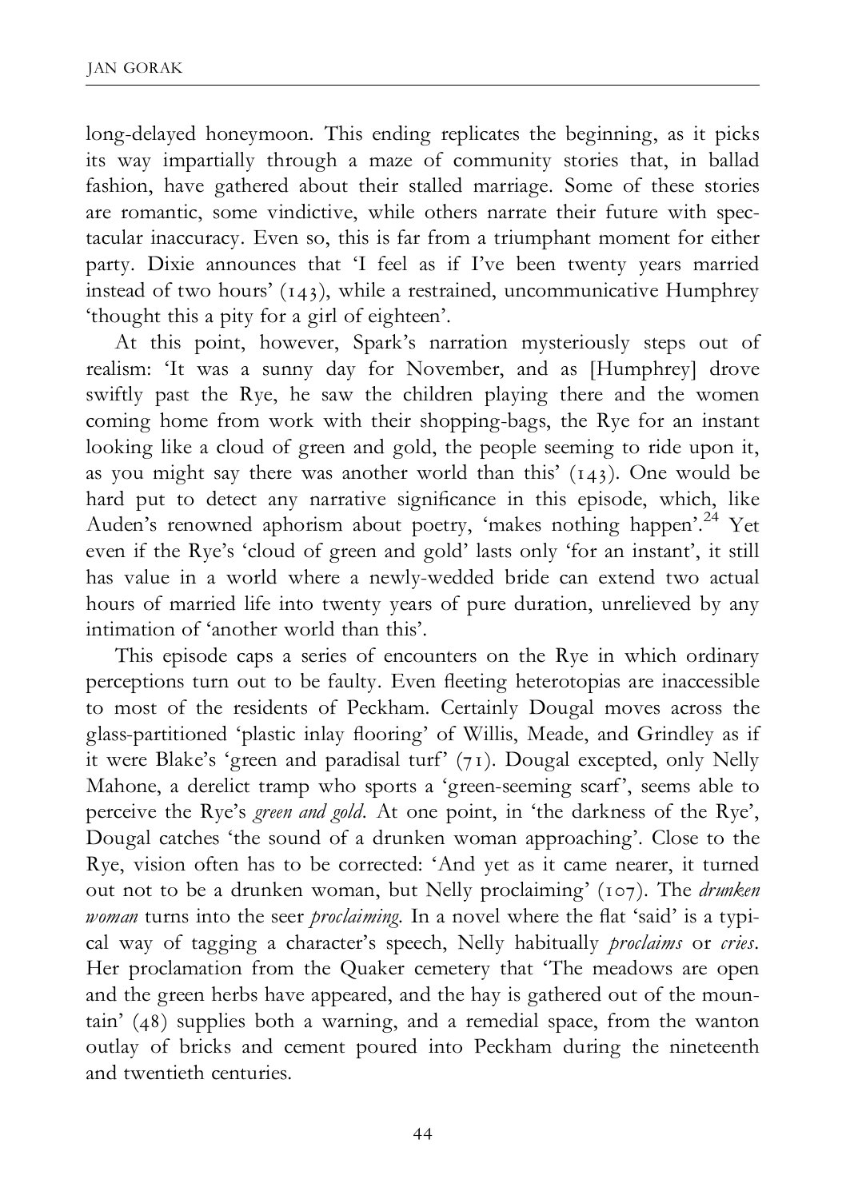long-delayed honeymoon. This ending replicates the beginning, as it picks its way impartially through a maze of community stories that, in ballad fashion, have gathered about their stalled marriage. Some of these stories are romantic, some vindictive, while others narrate their future with spectacular inaccuracy. Even so, this is far from a triumphant moment for either party. Dixie announces that 'I feel as if I've been twenty years married instead of two hours' (143), while a restrained, uncommunicative Humphrey 'thought this a pity for a girl of eighteen'.

At this point, however, Spark's narration mysteriously steps out of realism: 'It was a sunny day for November, and as [Humphrey] drove swiftly past the Rye, he saw the children playing there and the women coming home from work with their shopping-bags, the Rye for an instant looking like a cloud of green and gold, the people seeming to ride upon it, as you might say there was another world than this' (143). One would be hard put to detect any narrative significance in this episode, which, like Auden's renowned aphorism about poetry, 'makes nothing happen'.[24] Yet even if the Rye's 'cloud of green and gold' lasts only 'for an instant', it still has value in a world where a newly-wedded bride can extend two actual hours of married life into twenty years of pure duration, unrelieved by any intimation of 'another world than this'.

This episode caps a series of encounters on the Rye in which ordinary perceptions turn out to be faulty. Even fleeting heterotopias are inaccessible to most of the residents of Peckham. Certainly Dougal moves across the glass-partitioned 'plastic inlay flooring' of Willis, Meade, and Grindley as if it were Blake's 'green and paradisal turf' (71). Dougal excepted, only Nelly Mahone, a derelict tramp who sports a 'green-seeming scarf', seems able to perceive the Rye's *green and gold*. At one point, in 'the darkness of the Rye', Dougal catches 'the sound of a drunken woman approaching'. Close to the Rye, vision often has to be corrected: 'And yet as it came nearer, it turned out not to be a drunken woman, but Nelly proclaiming' (107). The *drunken woman* turns into the seer *proclaiming*. In a novel where the flat 'said' is a typical way of tagging a character's speech, Nelly habitually *proclaims* or *cries*. Her proclamation from the Quaker cemetery that 'The meadows are open and the green herbs have appeared, and the hay is gathered out of the mountain' (48) supplies both a warning, and a remedial space, from the wanton outlay of bricks and cement poured into Peckham during the nineteenth and twentieth centuries.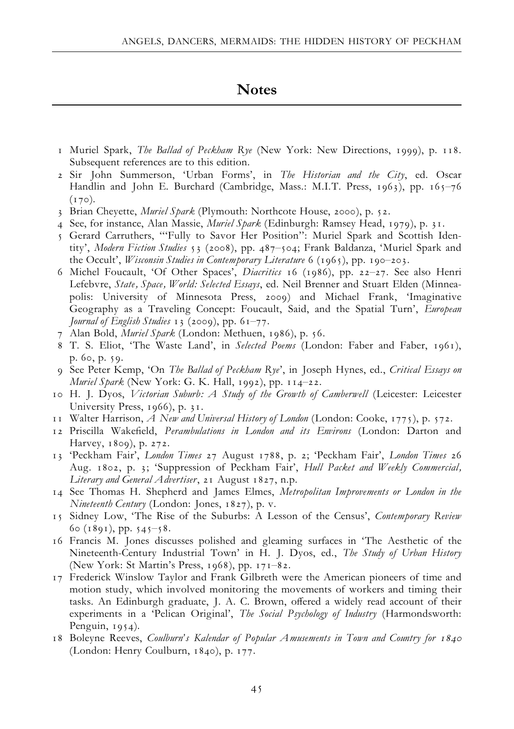## Notes

1 Muriel Spark, *The Ballad of Peckham Rye* (New York: New Directions, 1999), p. 118. Subsequent references are to this edition.

2 Sir John Summerson, 'Urban Forms', in *The Historian and the City*, ed. Oscar Handlin and John E. Burchard (Cambridge, Mass.: M.I.T. Press, 1963), pp. 165–76 (170).

3 Brian Cheyette, *Muriel Spark* (Plymouth: Northcote House, 2000), p. 52.

4 See, for instance, Alan Massie, *Muriel Spark* (Edinburgh: Ramsey Head, 1979), p. 31.

5 Gerard Carruthers, '"Fully to Savor Her Position": Muriel Spark and Scottish Identity', *Modern Fiction Studies* 53 (2008), pp. 487–504; Frank Baldanza, 'Muriel Spark and the Occult', *Wisconsin Studies in Contemporary Literature* 6 (1965), pp. 190–203.

6 Michel Foucault, 'Of Other Spaces', *Diacritics* 16 (1986), pp. 22–27. See also Henri Lefebvre, *State, Space, World: Selected Essays*, ed. Neil Brenner and Stuart Elden (Minneapolis: University of Minnesota Press, 2009) and Michael Frank, 'Imaginative Geography as a Traveling Concept: Foucault, Said, and the Spatial Turn', *European Journal of English Studies* 13 (2009), pp. 61–77.

7 Alan Bold, *Muriel Spark* (London: Methuen, 1986), p. 56.

8 T. S. Eliot, 'The Waste Land', in *Selected Poems* (London: Faber and Faber, 1961), p. 60, p. 59.

9 See Peter Kemp, 'On *The Ballad of Peckham Rye*', in Joseph Hynes, ed., *Critical Essays on Muriel Spark* (New York: G. K. Hall, 1992), pp. 114–22.

10 H. J. Dyos, *Victorian Suburb: A Study of the Growth of Camberwell* (Leicester: Leicester University Press, 1966), p. 31.

11 Walter Harrison, *A New and Universal History of London* (London: Cooke, 1775), p. 572.

12 Priscilla Wakefield, *Perambulations in London and its Environs* (London: Darton and Harvey, 1809), p. 272.

13 'Peckham Fair', *London Times* 27 August 1788, p. 2; 'Peckham Fair', *London Times* 26 Aug. 1802, p. 3; 'Suppression of Peckham Fair', *Hull Packet and Weekly Commercial, Literary and General Advertiser*, 21 August 1827, n.p.

14 See Thomas H. Shepherd and James Elmes, *Metropolitan Improvements or London in the Nineteenth Century* (London: Jones, 1827), p. v.

15 Sidney Low, 'The Rise of the Suburbs: A Lesson of the Census', *Contemporary Review* 60 (1891), pp. 545–58.

16 Francis M. Jones discusses polished and gleaming surfaces in 'The Aesthetic of the Nineteenth-Century Industrial Town' in H. J. Dyos, ed., *The Study of Urban History* (New York: St Martin's Press, 1968), pp. 171–82.

17 Frederick Winslow Taylor and Frank Gilbreth were the American pioneers of time and motion study, which involved monitoring the movements of workers and timing their tasks. An Edinburgh graduate, J. A. C. Brown, offered a widely read account of their experiments in a 'Pelican Original', *The Social Psychology of Industry* (Harmondsworth: Penguin, 1954).

18 Boleyne Reeves, *Coulburn's Kalendar of Popular Amusements in Town and Country for 1840* (London: Henry Coulburn, 1840), p. 177.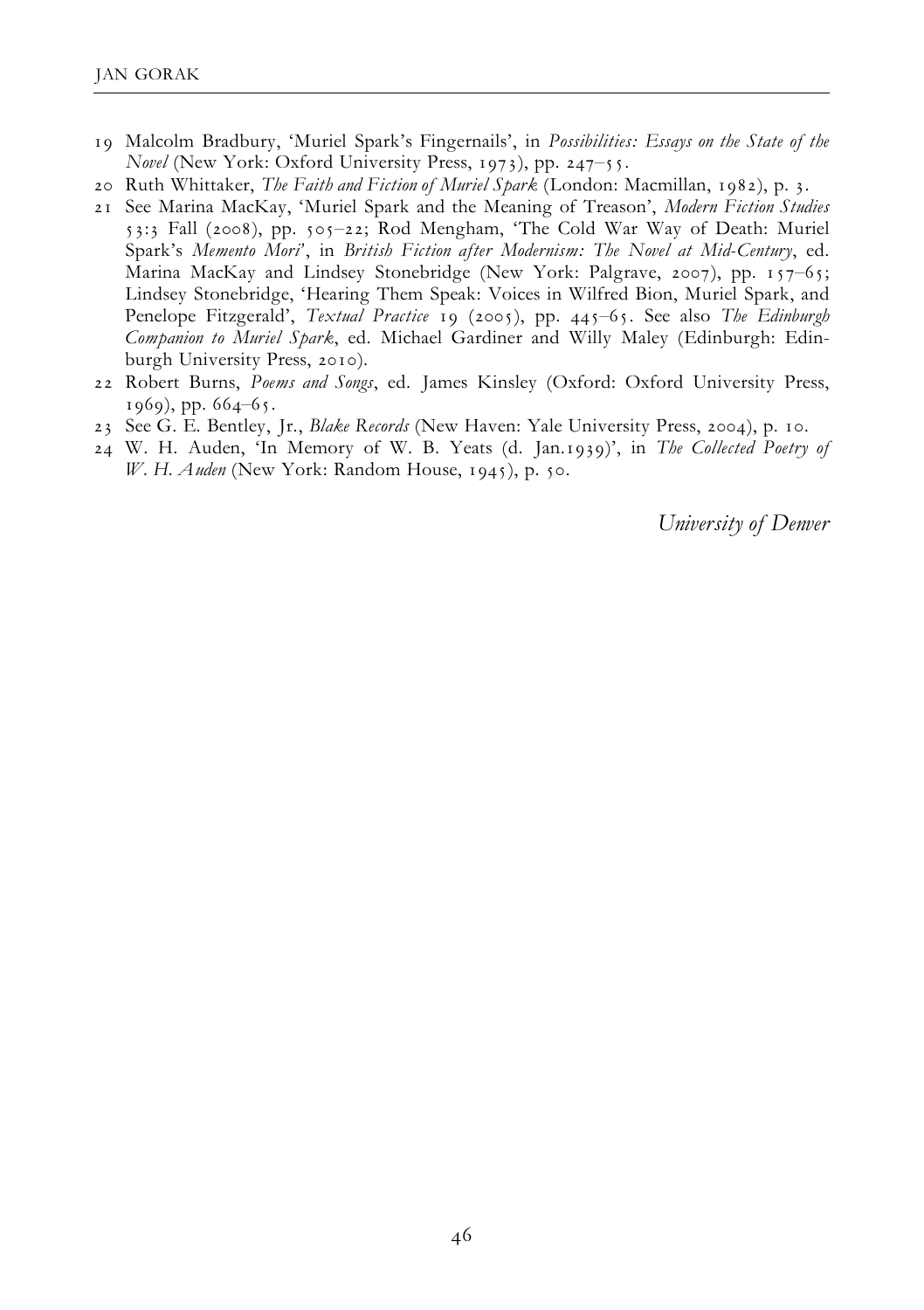19 Malcolm Bradbury, 'Muriel Spark's Fingernails', in *Possibilities: Essays on the State of the Novel* (New York: Oxford University Press, 1973), pp. 247–55.

20 Ruth Whittaker, *The Faith and Fiction of Muriel Spark* (London: Macmillan, 1982), p. 3.

21 See Marina MacKay, 'Muriel Spark and the Meaning of Treason', *Modern Fiction Studies* 53:3 Fall (2008), pp. 505–22; Rod Mengham, 'The Cold War Way of Death: Muriel Spark's *Memento Mori*', in *British Fiction after Modernism: The Novel at Mid-Century*, ed. Marina MacKay and Lindsey Stonebridge (New York: Palgrave, 2007), pp. 157–65; Lindsey Stonebridge, 'Hearing Them Speak: Voices in Wilfred Bion, Muriel Spark, and Penelope Fitzgerald', *Textual Practice* 19 (2005), pp. 445–65. See also *The Edinburgh Companion to Muriel Spark*, ed. Michael Gardiner and Willy Maley (Edinburgh: Edinburgh University Press, 2010).

22 Robert Burns, *Poems and Songs*, ed. James Kinsley (Oxford: Oxford University Press, 1969), pp. 664–65.

23 See G. E. Bentley, Jr., *Blake Records* (New Haven: Yale University Press, 2004), p. 10.

24 W. H. Auden, 'In Memory of W. B. Yeats (d. Jan.1939)', in *The Collected Poetry of W. H. Auden* (New York: Random House, 1945), p. 50.

*University of Denver*